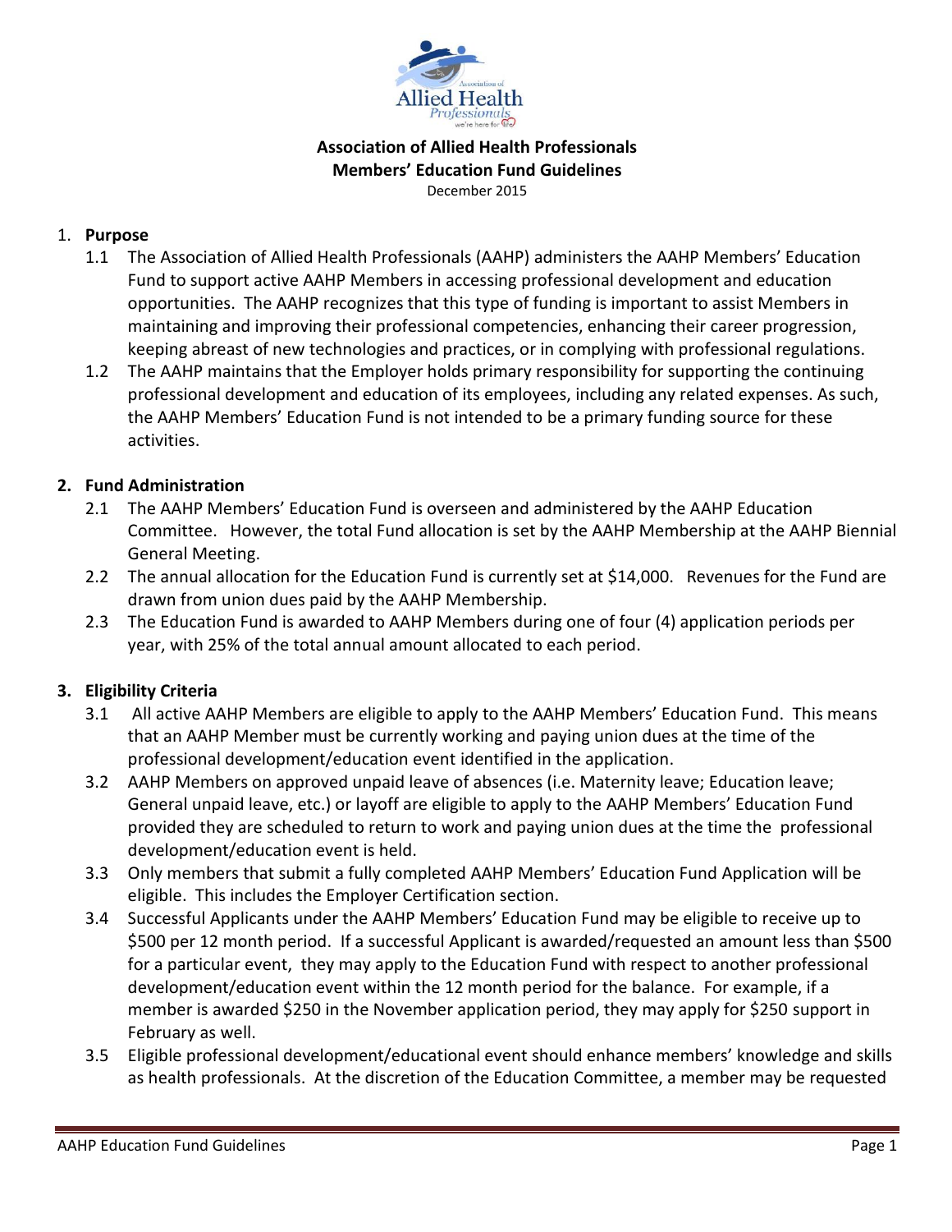**Association of Allied Health Professionals**
**Members' Education Fund Guidelines**
December 2015

1. **Purpose**
   - 1.1 The Association of Allied Health Professionals (AAHP) administers the AAHP Members' Education Fund to support active AAHP Members in accessing professional development and education opportunities. The AAHP recognizes that this type of funding is important to assist Members in maintaining and improving their professional competencies, enhancing their career progression, keeping abreast of new technologies and practices, or in complying with professional regulations.
   - 1.2 The AAHP maintains that the Employer holds primary responsibility for supporting the continuing professional development and education of its employees, including any related expenses. As such, the AAHP Members' Education Fund is not intended to be a primary funding source for these activities.

2. **Fund Administration**
   - 2.1 The AAHP Members' Education Fund is overseen and administered by the AAHP Education Committee. However, the total Fund allocation is set by the AAHP Membership at the AAHP Biennial General Meeting.
   - 2.2 The annual allocation for the Education Fund is currently set at $14,000. Revenues for the Fund are drawn from union dues paid by the AAHP Membership.
   - 2.3 The Education Fund is awarded to AAHP Members during one of four (4) application periods per year, with 25% of the total annual amount allocated to each period.

3. **Eligibility Criteria**
   - 3.1 All active AAHP Members are eligible to apply to the AAHP Members' Education Fund. This means that an AAHP Member must be currently working and paying union dues at the time of the professional development/education event identified in the application.
   - 3.2 AAHP Members on approved unpaid leave of absences (i.e. Maternity leave; Education leave; General unpaid leave, etc.) or layoff are eligible to apply to the AAHP Members' Education Fund provided they are scheduled to return to work and paying union dues at the time the professional development/education event is held.
   - 3.3 Only members that submit a fully completed AAHP Members' Education Fund Application will be eligible. This includes the Employer Certification section.
   - 3.4 Successful Applicants under the AAHP Members' Education Fund may be eligible to receive up to $500 per 12 month period. If a successful Applicant is awarded/requested an amount less than $500 for a particular event, they may apply to the Education Fund with respect to another professional development/education event within the 12 month period for the balance. For example, if a member is awarded $250 in the November application period, they may apply for $250 support in February as well.
   - 3.5 Eligible professional development/educational event should enhance members' knowledge and skills as health professionals. At the discretion of the Education Committee, a member may be requested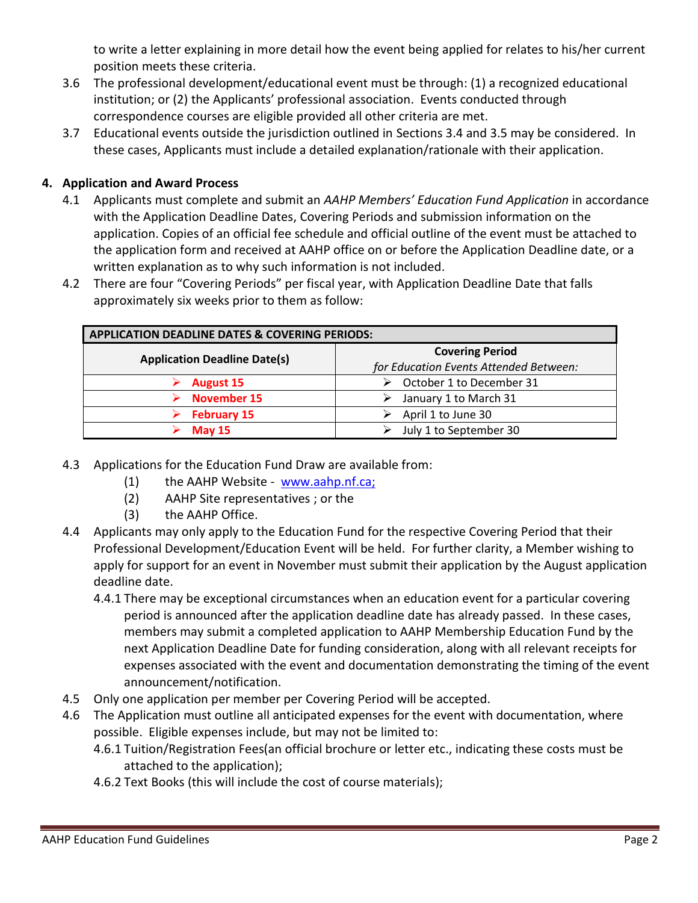to write a letter explaining in more detail how the event being applied for relates to his/her current position meets these criteria.

3.6 The professional development/educational event must be through: (1) a recognized educational institution; or (2) the Applicants' professional association. Events conducted through correspondence courses are eligible provided all other criteria are met.

3.7 Educational events outside the jurisdiction outlined in Sections 3.4 and 3.5 may be considered. In these cases, Applicants must include a detailed explanation/rationale with their application.

## 4. Application and Award Process

4.1 Applicants must complete and submit an *AAHP Members' Education Fund Application* in accordance with the Application Deadline Dates, Covering Periods and submission information on the application. Copies of an official fee schedule and official outline of the event must be attached to the application form and received at AAHP office on or before the Application Deadline date, or a written explanation as to why such information is not included.

4.2 There are four "Covering Periods" per fiscal year, with Application Deadline Date that falls approximately six weeks prior to them as follow:

| APPLICATION DEADLINE DATES & COVERING PERIODS: | |
|---|---|
| **Application Deadline Date(s)** | **Covering Period** *for Education Events Attended Between:* |
| ➢ **August 15** | ➢ October 1 to December 31 |
| ➢ **November 15** | ➢ January 1 to March 31 |
| ➢ **February 15** | ➢ April 1 to June 30 |
| ➢ **May 15** | ➢ July 1 to September 30 |

4.3 Applications for the Education Fund Draw are available from:
   (1) the AAHP Website - www.aahp.nf.ca;
   (2) AAHP Site representatives ; or the
   (3) the AAHP Office.

4.4 Applicants may only apply to the Education Fund for the respective Covering Period that their Professional Development/Education Event will be held. For further clarity, a Member wishing to apply for support for an event in November must submit their application by the August application deadline date.

4.4.1 There may be exceptional circumstances when an education event for a particular covering period is announced after the application deadline date has already passed. In these cases, members may submit a completed application to AAHP Membership Education Fund by the next Application Deadline Date for funding consideration, along with all relevant receipts for expenses associated with the event and documentation demonstrating the timing of the event announcement/notification.

4.5 Only one application per member per Covering Period will be accepted.

4.6 The Application must outline all anticipated expenses for the event with documentation, where possible. Eligible expenses include, but may not be limited to:

4.6.1 Tuition/Registration Fees(an official brochure or letter etc., indicating these costs must be attached to the application);

4.6.2 Text Books (this will include the cost of course materials);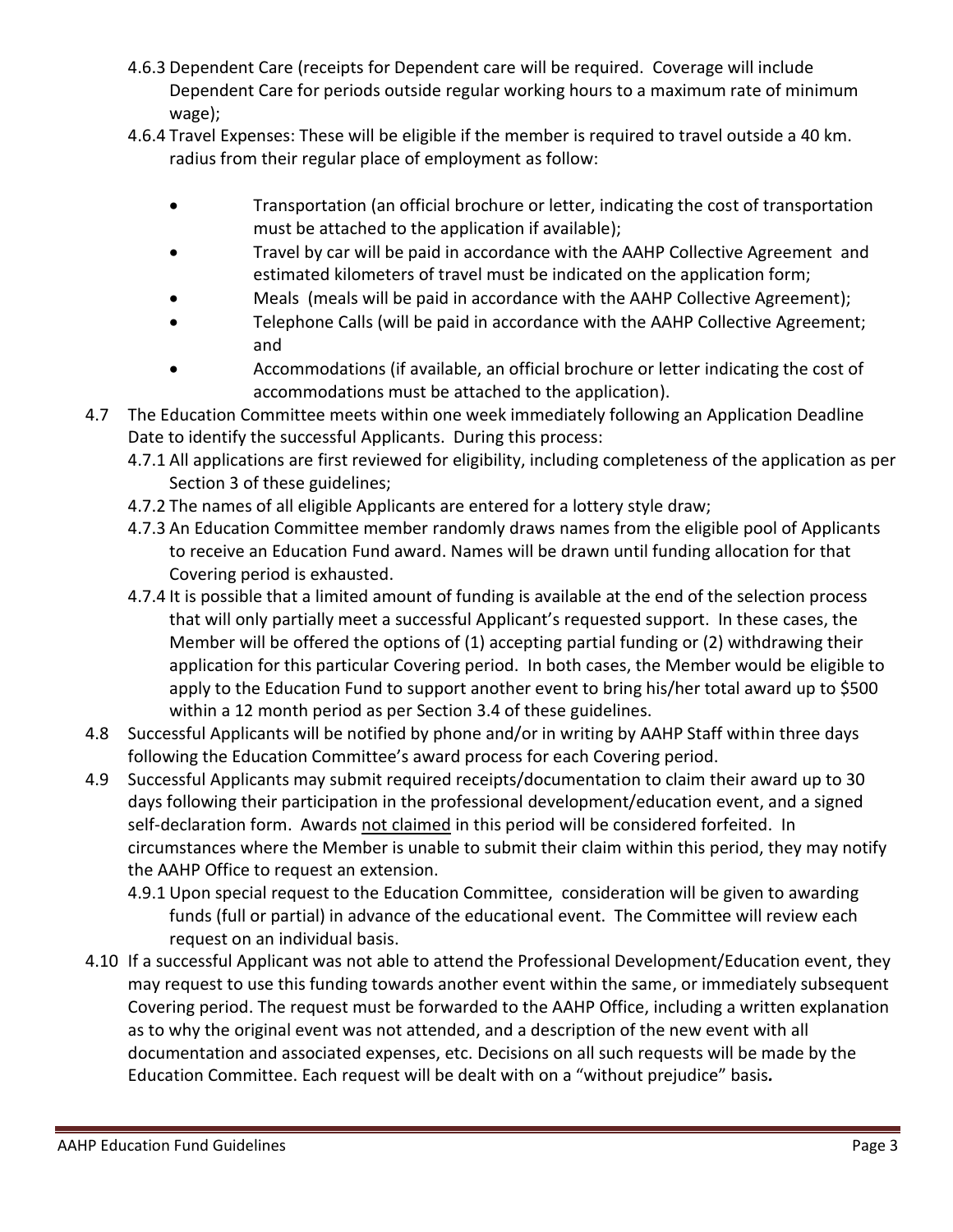4.6.3 Dependent Care (receipts for Dependent care will be required. Coverage will include Dependent Care for periods outside regular working hours to a maximum rate of minimum wage);

4.6.4 Travel Expenses: These will be eligible if the member is required to travel outside a 40 km. radius from their regular place of employment as follow:

- Transportation (an official brochure or letter, indicating the cost of transportation must be attached to the application if available);
- Travel by car will be paid in accordance with the AAHP Collective Agreement and estimated kilometers of travel must be indicated on the application form;
- Meals (meals will be paid in accordance with the AAHP Collective Agreement);
- Telephone Calls (will be paid in accordance with the AAHP Collective Agreement; and
- Accommodations (if available, an official brochure or letter indicating the cost of accommodations must be attached to the application).

4.7 The Education Committee meets within one week immediately following an Application Deadline Date to identify the successful Applicants. During this process:

4.7.1 All applications are first reviewed for eligibility, including completeness of the application as per Section 3 of these guidelines;

4.7.2 The names of all eligible Applicants are entered for a lottery style draw;

4.7.3 An Education Committee member randomly draws names from the eligible pool of Applicants to receive an Education Fund award. Names will be drawn until funding allocation for that Covering period is exhausted.

4.7.4 It is possible that a limited amount of funding is available at the end of the selection process that will only partially meet a successful Applicant's requested support. In these cases, the Member will be offered the options of (1) accepting partial funding or (2) withdrawing their application for this particular Covering period. In both cases, the Member would be eligible to apply to the Education Fund to support another event to bring his/her total award up to $500 within a 12 month period as per Section 3.4 of these guidelines.

4.8 Successful Applicants will be notified by phone and/or in writing by AAHP Staff within three days following the Education Committee's award process for each Covering period.

4.9 Successful Applicants may submit required receipts/documentation to claim their award up to 30 days following their participation in the professional development/education event, and a signed self-declaration form. Awards not claimed in this period will be considered forfeited. In circumstances where the Member is unable to submit their claim within this period, they may notify the AAHP Office to request an extension.

4.9.1 Upon special request to the Education Committee, consideration will be given to awarding funds (full or partial) in advance of the educational event. The Committee will review each request on an individual basis.

4.10 If a successful Applicant was not able to attend the Professional Development/Education event, they may request to use this funding towards another event within the same, or immediately subsequent Covering period. The request must be forwarded to the AAHP Office, including a written explanation as to why the original event was not attended, and a description of the new event with all documentation and associated expenses, etc. Decisions on all such requests will be made by the Education Committee. Each request will be dealt with on a "without prejudice" basis**.**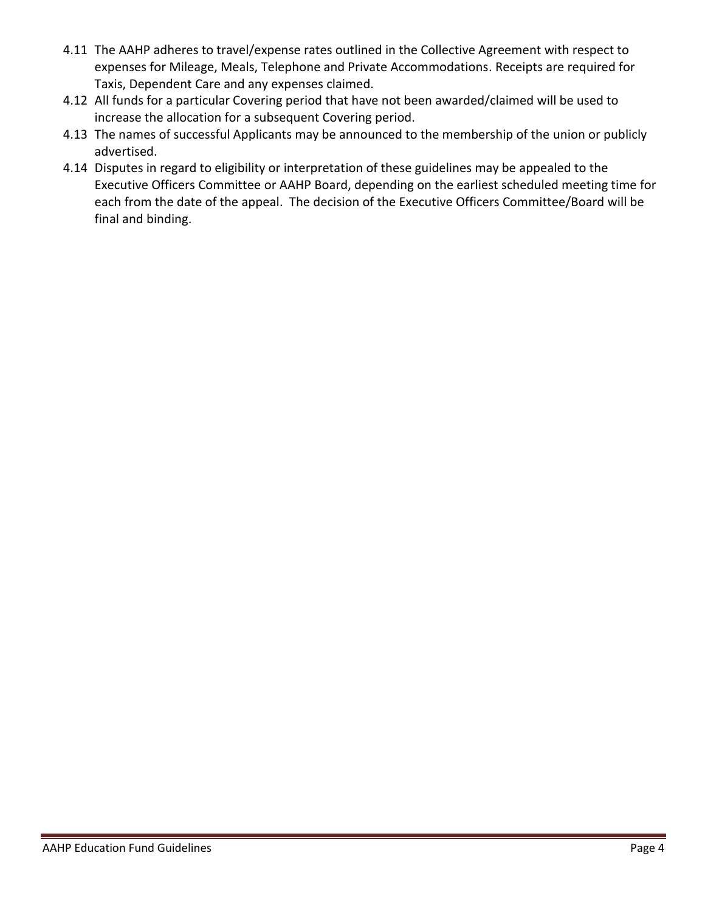4.11 The AAHP adheres to travel/expense rates outlined in the Collective Agreement with respect to expenses for Mileage, Meals, Telephone and Private Accommodations. Receipts are required for Taxis, Dependent Care and any expenses claimed.

4.12 All funds for a particular Covering period that have not been awarded/claimed will be used to increase the allocation for a subsequent Covering period.

4.13 The names of successful Applicants may be announced to the membership of the union or publicly advertised.

4.14 Disputes in regard to eligibility or interpretation of these guidelines may be appealed to the Executive Officers Committee or AAHP Board, depending on the earliest scheduled meeting time for each from the date of the appeal. The decision of the Executive Officers Committee/Board will be final and binding.